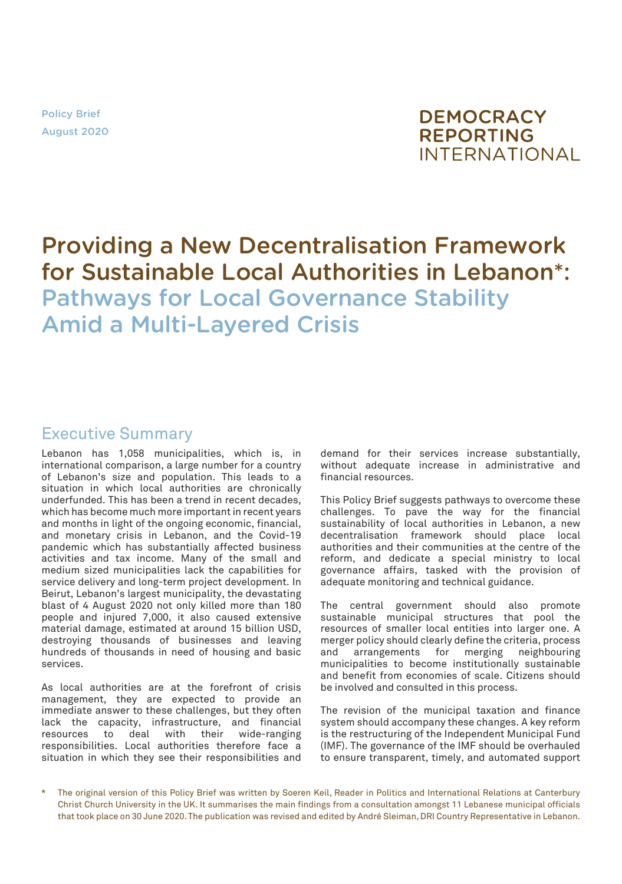Policy Brief
August 2020

DEMOCRACY REPORTING INTERNATIONAL

# Providing a New Decentralisation Framework for Sustainable Local Authorities in Lebanon*: Pathways for Local Governance Stability Amid a Multi-Layered Crisis

## Executive Summary

Lebanon has 1,058 municipalities, which is, in international comparison, a large number for a country of Lebanon's size and population. This leads to a situation in which local authorities are chronically underfunded. This has been a trend in recent decades, which has become much more important in recent years and months in light of the ongoing economic, financial, and monetary crisis in Lebanon, and the Covid-19 pandemic which has substantially affected business activities and tax income. Many of the small and medium sized municipalities lack the capabilities for service delivery and long-term project development. In Beirut, Lebanon's largest municipality, the devastating blast of 4 August 2020 not only killed more than 180 people and injured 7,000, it also caused extensive material damage, estimated at around 15 billion USD, destroying thousands of businesses and leaving hundreds of thousands in need of housing and basic services.

As local authorities are at the forefront of crisis management, they are expected to provide an immediate answer to these challenges, but they often lack the capacity, infrastructure, and financial resources to deal with their wide-ranging responsibilities. Local authorities therefore face a situation in which they see their responsibilities and demand for their services increase substantially, without adequate increase in administrative and financial resources.

This Policy Brief suggests pathways to overcome these challenges. To pave the way for the financial sustainability of local authorities in Lebanon, a new decentralisation framework should place local authorities and their communities at the centre of the reform, and dedicate a special ministry to local governance affairs, tasked with the provision of adequate monitoring and technical guidance.

The central government should also promote sustainable municipal structures that pool the resources of smaller local entities into larger one. A merger policy should clearly define the criteria, process and arrangements for merging neighbouring municipalities to become institutionally sustainable and benefit from economies of scale. Citizens should be involved and consulted in this process.

The revision of the municipal taxation and finance system should accompany these changes. A key reform is the restructuring of the Independent Municipal Fund (IMF). The governance of the IMF should be overhauled to ensure transparent, timely, and automated support

\* The original version of this Policy Brief was written by Soeren Keil, Reader in Politics and International Relations at Canterbury Christ Church University in the UK. It summarises the main findings from a consultation amongst 11 Lebanese municipal officials that took place on 30 June 2020. The publication was revised and edited by André Sleiman, DRI Country Representative in Lebanon.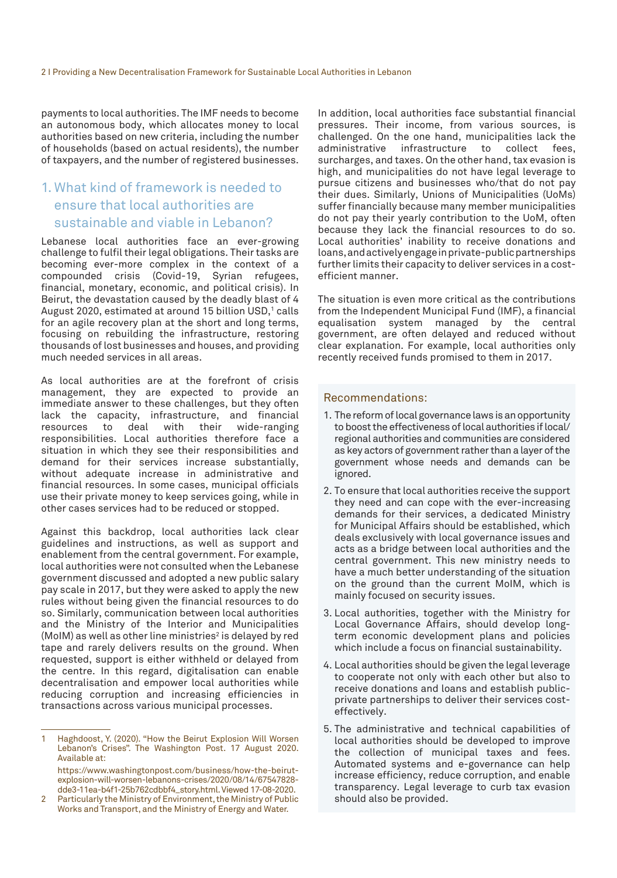payments to local authorities. The IMF needs to become an autonomous body, which allocates money to local authorities based on new criteria, including the number of households (based on actual residents), the number of taxpayers, and the number of registered businesses.

## 1. What kind of framework is needed to ensure that local authorities are sustainable and viable in Lebanon?

Lebanese local authorities face an ever-growing challenge to fulfil their legal obligations. Their tasks are becoming ever-more complex in the context of a compounded crisis (Covid-19, Syrian refugees, financial, monetary, economic, and political crisis). In Beirut, the devastation caused by the deadly blast of 4 August 2020, estimated at around 15 billion USD,[1] calls for an agile recovery plan at the short and long terms, focusing on rebuilding the infrastructure, restoring thousands of lost businesses and houses, and providing much needed services in all areas.

As local authorities are at the forefront of crisis management, they are expected to provide an immediate answer to these challenges, but they often lack the capacity, infrastructure, and financial resources to deal with their wide-ranging responsibilities. Local authorities therefore face a situation in which they see their responsibilities and demand for their services increase substantially, without adequate increase in administrative and financial resources. In some cases, municipal officials use their private money to keep services going, while in other cases services had to be reduced or stopped.

Against this backdrop, local authorities lack clear guidelines and instructions, as well as support and enablement from the central government. For example, local authorities were not consulted when the Lebanese government discussed and adopted a new public salary pay scale in 2017, but they were asked to apply the new rules without being given the financial resources to do so. Similarly, communication between local authorities and the Ministry of the Interior and Municipalities (MoIM) as well as other line ministries[2] is delayed by red tape and rarely delivers results on the ground. When requested, support is either withheld or delayed from the centre. In this regard, digitalisation can enable decentralisation and empower local authorities while reducing corruption and increasing efficiencies in transactions across various municipal processes.

In addition, local authorities face substantial financial pressures. Their income, from various sources, is challenged. On the one hand, municipalities lack the administrative infrastructure to collect fees, surcharges, and taxes. On the other hand, tax evasion is high, and municipalities do not have legal leverage to pursue citizens and businesses who/that do not pay their dues. Similarly, Unions of Municipalities (UoMs) suffer financially because many member municipalities do not pay their yearly contribution to the UoM, often because they lack the financial resources to do so. Local authorities' inability to receive donations and loans, and actively engage in private-public partnerships further limits their capacity to deliver services in a cost-efficient manner.

The situation is even more critical as the contributions from the Independent Municipal Fund (IMF), a financial equalisation system managed by the central government, are often delayed and reduced without clear explanation. For example, local authorities only recently received funds promised to them in 2017.

### Recommendations:

1. The reform of local governance laws is an opportunity to boost the effectiveness of local authorities if local/regional authorities and communities are considered as key actors of government rather than a layer of the government whose needs and demands can be ignored.
2. To ensure that local authorities receive the support they need and can cope with the ever-increasing demands for their services, a dedicated Ministry for Municipal Affairs should be established, which deals exclusively with local governance issues and acts as a bridge between local authorities and the central government. This new ministry needs to have a much better understanding of the situation on the ground than the current MoIM, which is mainly focused on security issues.
3. Local authorities, together with the Ministry for Local Governance Affairs, should develop long-term economic development plans and policies which include a focus on financial sustainability.
4. Local authorities should be given the legal leverage to cooperate not only with each other but also to receive donations and loans and establish public-private partnerships to deliver their services cost-effectively.
5. The administrative and technical capabilities of local authorities should be developed to improve the collection of municipal taxes and fees. Automated systems and e-governance can help increase efficiency, reduce corruption, and enable transparency. Legal leverage to curb tax evasion should also be provided.

---

1 Haghdoost, Y. (2020). "How the Beirut Explosion Will Worsen Lebanon's Crises". The Washington Post. 17 August 2020. Available at: https://www.washingtonpost.com/business/how-the-beirut-explosion-will-worsen-lebanons-crises/2020/08/14/67547828-dde3-11ea-b4f1-25b762cdbbf4_story.html. Viewed 17-08-2020.

2 Particularly the Ministry of Environment, the Ministry of Public Works and Transport, and the Ministry of Energy and Water.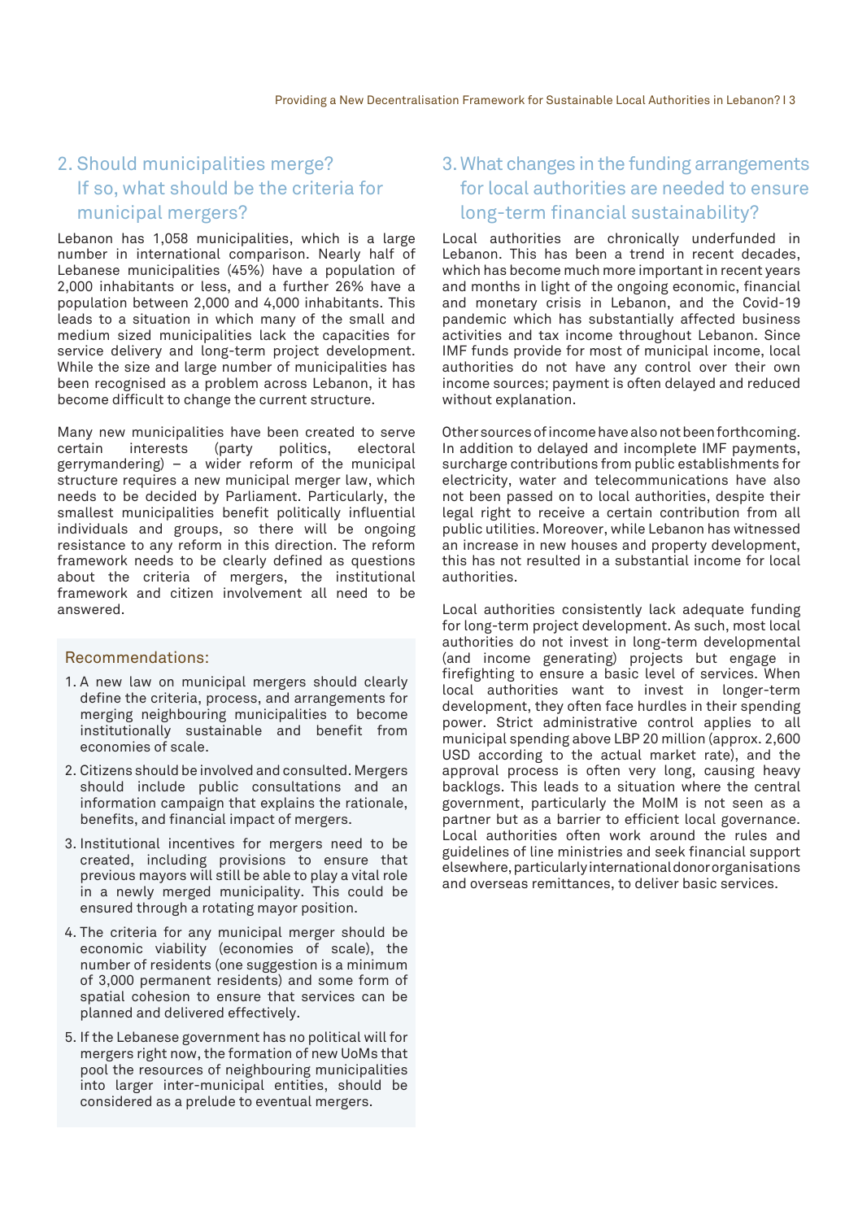## 2. Should municipalities merge? If so, what should be the criteria for municipal mergers?

Lebanon has 1,058 municipalities, which is a large number in international comparison. Nearly half of Lebanese municipalities (45%) have a population of 2,000 inhabitants or less, and a further 26% have a population between 2,000 and 4,000 inhabitants. This leads to a situation in which many of the small and medium sized municipalities lack the capacities for service delivery and long-term project development. While the size and large number of municipalities has been recognised as a problem across Lebanon, it has become difficult to change the current structure.

Many new municipalities have been created to serve certain interests (party politics, electoral gerrymandering) – a wider reform of the municipal structure requires a new municipal merger law, which needs to be decided by Parliament. Particularly, the smallest municipalities benefit politically influential individuals and groups, so there will be ongoing resistance to any reform in this direction. The reform framework needs to be clearly defined as questions about the criteria of mergers, the institutional framework and citizen involvement all need to be answered.

### Recommendations:

1. A new law on municipal mergers should clearly define the criteria, process, and arrangements for merging neighbouring municipalities to become institutionally sustainable and benefit from economies of scale.
2. Citizens should be involved and consulted. Mergers should include public consultations and an information campaign that explains the rationale, benefits, and financial impact of mergers.
3. Institutional incentives for mergers need to be created, including provisions to ensure that previous mayors will still be able to play a vital role in a newly merged municipality. This could be ensured through a rotating mayor position.
4. The criteria for any municipal merger should be economic viability (economies of scale), the number of residents (one suggestion is a minimum of 3,000 permanent residents) and some form of spatial cohesion to ensure that services can be planned and delivered effectively.
5. If the Lebanese government has no political will for mergers right now, the formation of new UoMs that pool the resources of neighbouring municipalities into larger inter-municipal entities, should be considered as a prelude to eventual mergers.

## 3. What changes in the funding arrangements for local authorities are needed to ensure long-term financial sustainability?

Local authorities are chronically underfunded in Lebanon. This has been a trend in recent decades, which has become much more important in recent years and months in light of the ongoing economic, financial and monetary crisis in Lebanon, and the Covid-19 pandemic which has substantially affected business activities and tax income throughout Lebanon. Since IMF funds provide for most of municipal income, local authorities do not have any control over their own income sources; payment is often delayed and reduced without explanation.

Other sources of income have also not been forthcoming. In addition to delayed and incomplete IMF payments, surcharge contributions from public establishments for electricity, water and telecommunications have also not been passed on to local authorities, despite their legal right to receive a certain contribution from all public utilities. Moreover, while Lebanon has witnessed an increase in new houses and property development, this has not resulted in a substantial income for local authorities.

Local authorities consistently lack adequate funding for long-term project development. As such, most local authorities do not invest in long-term developmental (and income generating) projects but engage in firefighting to ensure a basic level of services. When local authorities want to invest in longer-term development, they often face hurdles in their spending power. Strict administrative control applies to all municipal spending above LBP 20 million (approx. 2,600 USD according to the actual market rate), and the approval process is often very long, causing heavy backlogs. This leads to a situation where the central government, particularly the MoIM is not seen as a partner but as a barrier to efficient local governance. Local authorities often work around the rules and guidelines of line ministries and seek financial support elsewhere, particularly international donor organisations and overseas remittances, to deliver basic services.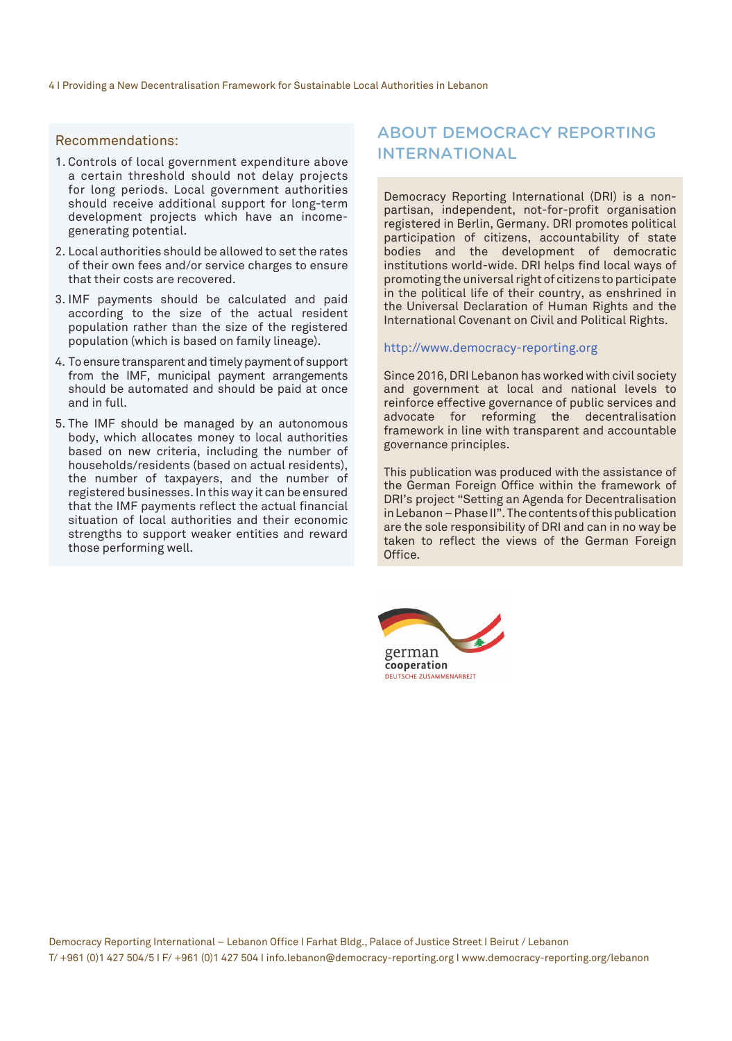### Recommendations:

1. Controls of local government expenditure above a certain threshold should not delay projects for long periods. Local government authorities should receive additional support for long-term development projects which have an income-generating potential.
2. Local authorities should be allowed to set the rates of their own fees and/or service charges to ensure that their costs are recovered.
3. IMF payments should be calculated and paid according to the size of the actual resident population rather than the size of the registered population (which is based on family lineage).
4. To ensure transparent and timely payment of support from the IMF, municipal payment arrangements should be automated and should be paid at once and in full.
5. The IMF should be managed by an autonomous body, which allocates money to local authorities based on new criteria, including the number of households/residents (based on actual residents), the number of taxpayers, and the number of registered businesses. In this way it can be ensured that the IMF payments reflect the actual financial situation of local authorities and their economic strengths to support weaker entities and reward those performing well.

## ABOUT DEMOCRACY REPORTING INTERNATIONAL

Democracy Reporting International (DRI) is a non-partisan, independent, not-for-profit organisation registered in Berlin, Germany. DRI promotes political participation of citizens, accountability of state bodies and the development of democratic institutions world-wide. DRI helps find local ways of promoting the universal right of citizens to participate in the political life of their country, as enshrined in the Universal Declaration of Human Rights and the International Covenant on Civil and Political Rights.

http://www.democracy-reporting.org

Since 2016, DRI Lebanon has worked with civil society and government at local and national levels to reinforce effective governance of public services and advocate for reforming the decentralisation framework in line with transparent and accountable governance principles.

This publication was produced with the assistance of the German Foreign Office within the framework of DRI's project "Setting an Agenda for Decentralisation in Lebanon – Phase II". The contents of this publication are the sole responsibility of DRI and can in no way be taken to reflect the views of the German Foreign Office.

german
cooperation
DEUTSCHE ZUSAMMENARBEIT

Democracy Reporting International – Lebanon Office I Farhat Bldg., Palace of Justice Street I Beirut / Lebanon
T/ +961 (0)1 427 504/5 I F/ +961 (0)1 427 504 I info.lebanon@democracy-reporting.org I www.democracy-reporting.org/lebanon